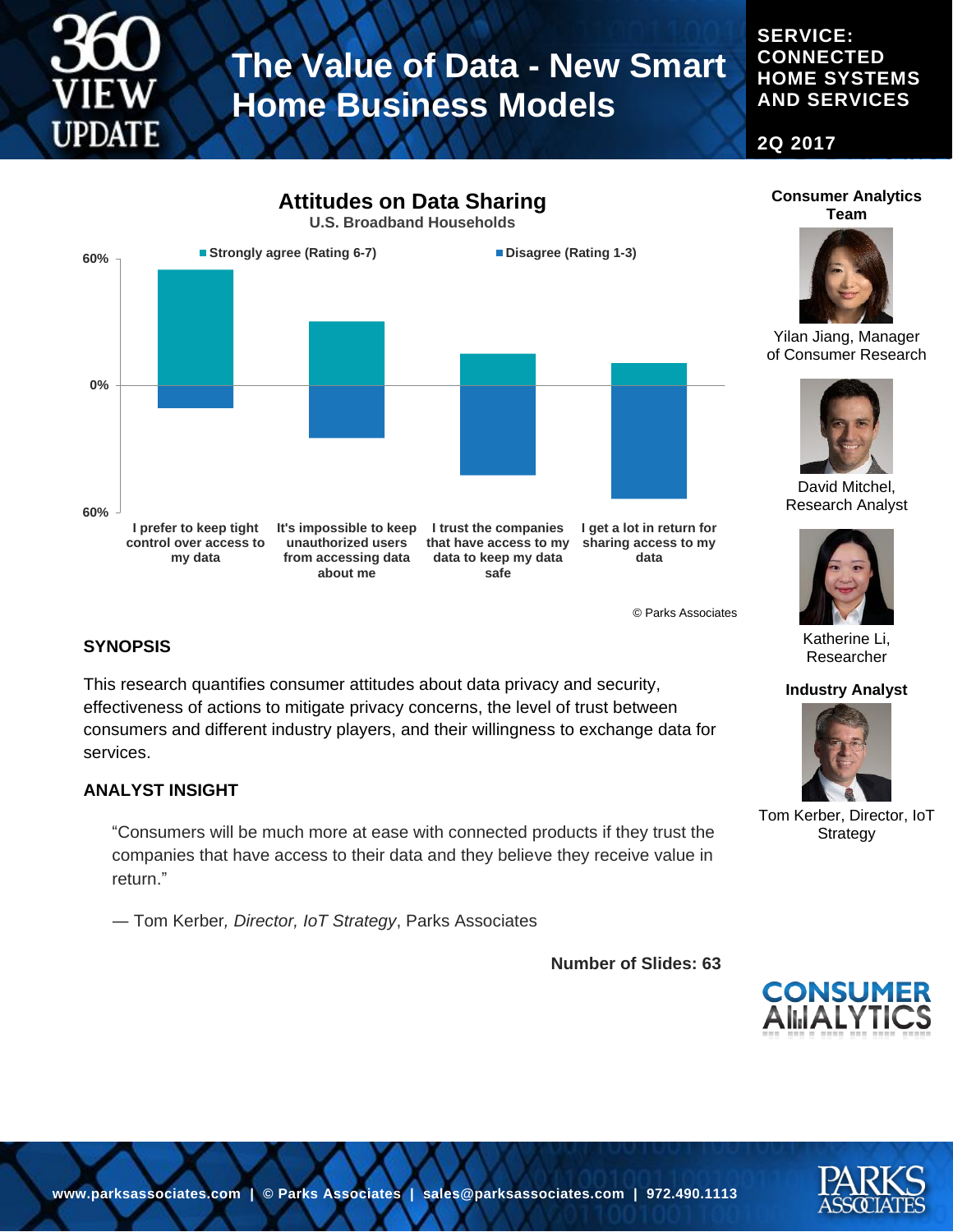# The Value of Data - New Smart Home Business Models

**SERVICE: CONNECTED HOME SYSTEMS AND SERVICES**

**2Q 2017**

## Attitudes on Data Sharing

U.S. Broadband Households

Strongly agree (Rating 6-7) | Disagree (Rating 1-3)

60% | 0% | 60%

I prefer to keep tight control over access to my data

It's impossible to keep unauthorized users from accessing data about me

I trust the companies that have access to my data to keep my data safe

I get a lot in return for sharing access to my data

© Parks Associates

**Consumer Analytics Team**

Yilan Jiang, Manager of Consumer Research

David Mitchel, Research Analyst

Katherine Li, Researcher

**Industry Analyst**

Tom Kerber, Director, IoT Strategy

### SYNOPSIS

This research quantifies consumer attitudes about data privacy and security, effectiveness of actions to mitigate privacy concerns, the level of trust between consumers and different industry players, and their willingness to exchange data for services.

### ANALYST INSIGHT

> "Consumers will be much more at ease with connected products if they trust the companies that have access to their data and they believe they receive value in return."
>
> — Tom Kerber, *Director, IoT Strategy*, Parks Associates

**Number of Slides: 63**

www.parksassociates.com | © Parks Associates | sales@parksassociates.com | 972.490.1113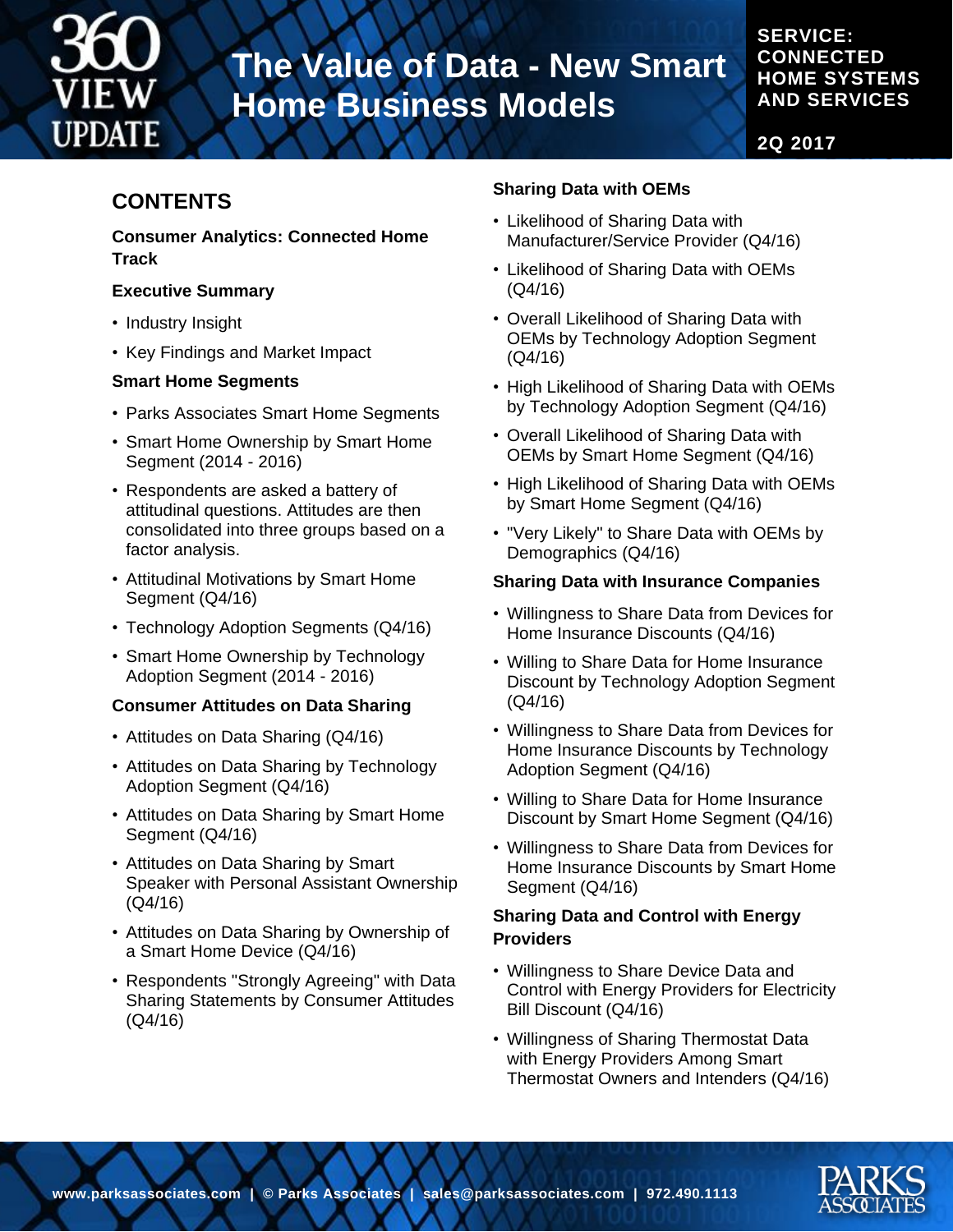# The Value of Data - New Smart Home Business Models

**SERVICE: CONNECTED HOME SYSTEMS AND SERVICES**

**2Q 2017**

## CONTENTS

**Consumer Analytics: Connected Home Track**

**Executive Summary**

- Industry Insight
- Key Findings and Market Impact

**Smart Home Segments**

- Parks Associates Smart Home Segments
- Smart Home Ownership by Smart Home Segment (2014 - 2016)
- Respondents are asked a battery of attitudinal questions. Attitudes are then consolidated into three groups based on a factor analysis.
- Attitudinal Motivations by Smart Home Segment (Q4/16)
- Technology Adoption Segments (Q4/16)
- Smart Home Ownership by Technology Adoption Segment (2014 - 2016)

**Consumer Attitudes on Data Sharing**

- Attitudes on Data Sharing (Q4/16)
- Attitudes on Data Sharing by Technology Adoption Segment (Q4/16)
- Attitudes on Data Sharing by Smart Home Segment (Q4/16)
- Attitudes on Data Sharing by Smart Speaker with Personal Assistant Ownership (Q4/16)
- Attitudes on Data Sharing by Ownership of a Smart Home Device (Q4/16)
- Respondents "Strongly Agreeing" with Data Sharing Statements by Consumer Attitudes (Q4/16)

**Sharing Data with OEMs**

- Likelihood of Sharing Data with Manufacturer/Service Provider (Q4/16)
- Likelihood of Sharing Data with OEMs (Q4/16)
- Overall Likelihood of Sharing Data with OEMs by Technology Adoption Segment (Q4/16)
- High Likelihood of Sharing Data with OEMs by Technology Adoption Segment (Q4/16)
- Overall Likelihood of Sharing Data with OEMs by Smart Home Segment (Q4/16)
- High Likelihood of Sharing Data with OEMs by Smart Home Segment (Q4/16)
- "Very Likely" to Share Data with OEMs by Demographics (Q4/16)

**Sharing Data with Insurance Companies**

- Willingness to Share Data from Devices for Home Insurance Discounts (Q4/16)
- Willing to Share Data for Home Insurance Discount by Technology Adoption Segment (Q4/16)
- Willingness to Share Data from Devices for Home Insurance Discounts by Technology Adoption Segment (Q4/16)
- Willing to Share Data for Home Insurance Discount by Smart Home Segment (Q4/16)
- Willingness to Share Data from Devices for Home Insurance Discounts by Smart Home Segment (Q4/16)

**Sharing Data and Control with Energy Providers**

- Willingness to Share Device Data and Control with Energy Providers for Electricity Bill Discount (Q4/16)
- Willingness of Sharing Thermostat Data with Energy Providers Among Smart Thermostat Owners and Intenders (Q4/16)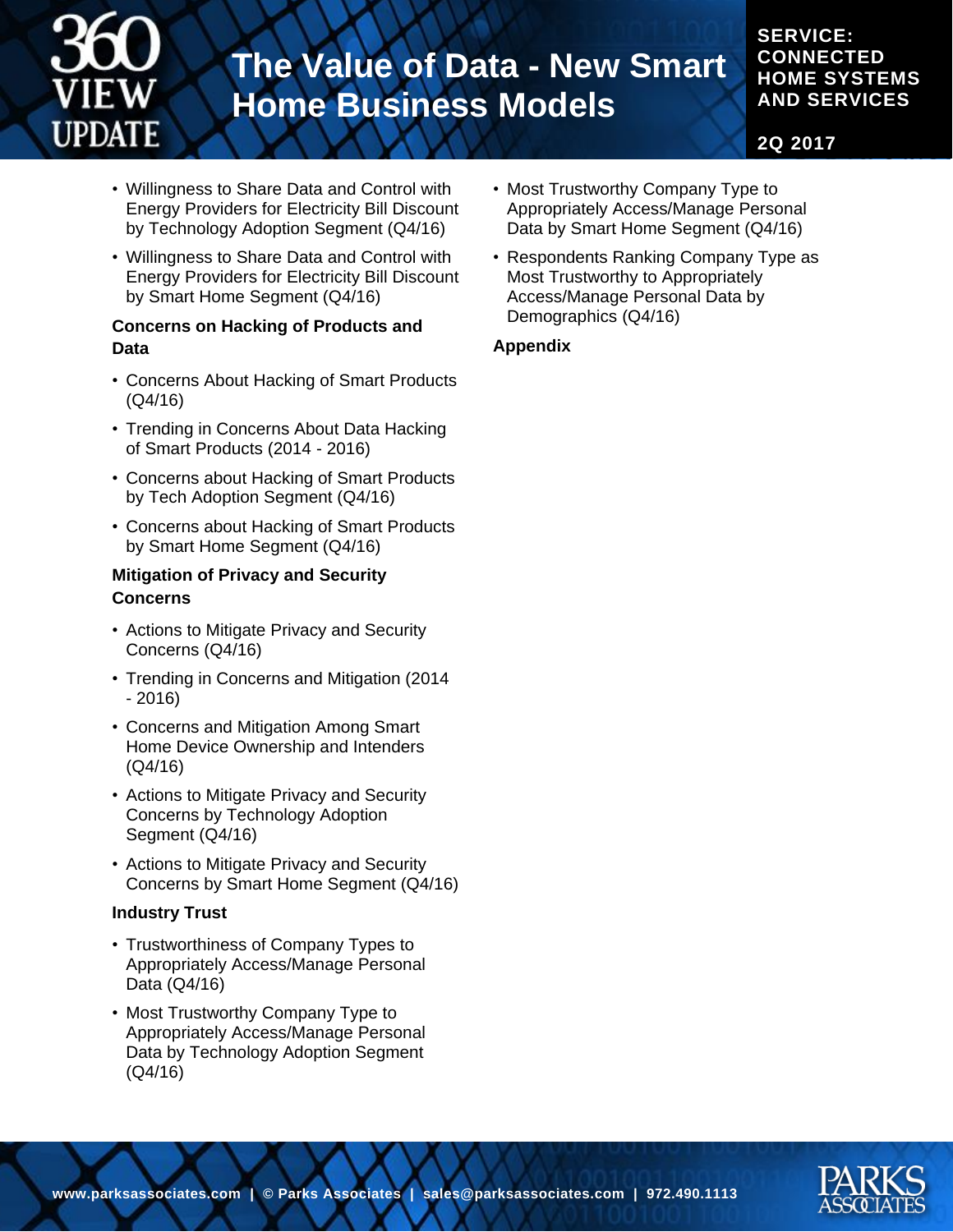- Willingness to Share Data and Control with Energy Providers for Electricity Bill Discount by Technology Adoption Segment (Q4/16)
- Willingness to Share Data and Control with Energy Providers for Electricity Bill Discount by Smart Home Segment (Q4/16)

**Concerns on Hacking of Products and Data**

- Concerns About Hacking of Smart Products (Q4/16)
- Trending in Concerns About Data Hacking of Smart Products (2014 - 2016)
- Concerns about Hacking of Smart Products by Tech Adoption Segment (Q4/16)
- Concerns about Hacking of Smart Products by Smart Home Segment (Q4/16)

**Mitigation of Privacy and Security Concerns**

- Actions to Mitigate Privacy and Security Concerns (Q4/16)
- Trending in Concerns and Mitigation (2014 - 2016)
- Concerns and Mitigation Among Smart Home Device Ownership and Intenders (Q4/16)
- Actions to Mitigate Privacy and Security Concerns by Technology Adoption Segment (Q4/16)
- Actions to Mitigate Privacy and Security Concerns by Smart Home Segment (Q4/16)

**Industry Trust**

- Trustworthiness of Company Types to Appropriately Access/Manage Personal Data (Q4/16)
- Most Trustworthy Company Type to Appropriately Access/Manage Personal Data by Technology Adoption Segment (Q4/16)
- Most Trustworthy Company Type to Appropriately Access/Manage Personal Data by Smart Home Segment (Q4/16)
- Respondents Ranking Company Type as Most Trustworthy to Appropriately Access/Manage Personal Data by Demographics (Q4/16)

**Appendix**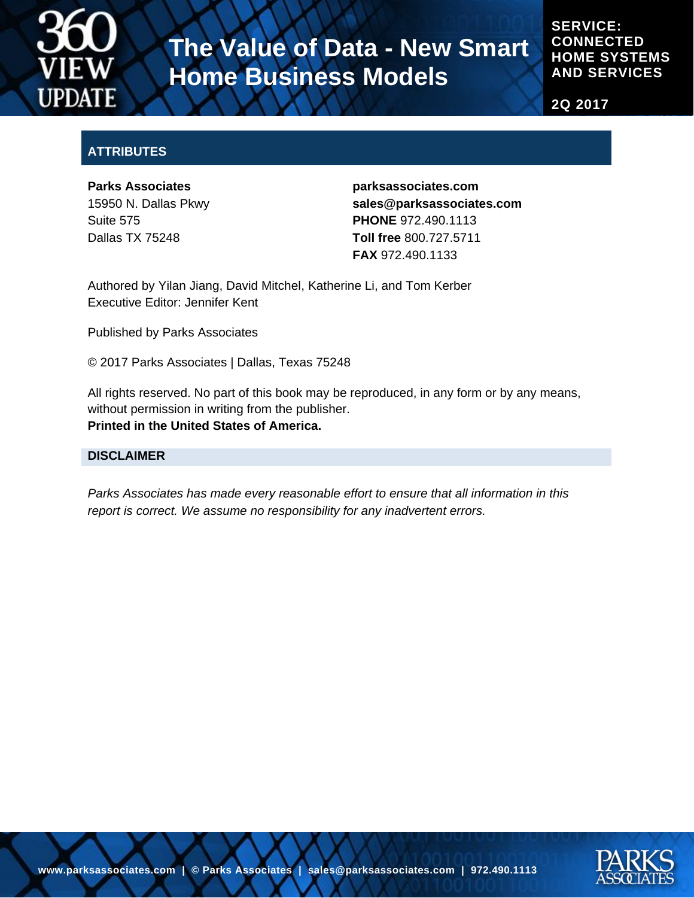# The Value of Data - New Smart Home Business Models

**SERVICE: CONNECTED HOME SYSTEMS AND SERVICES**

**2Q 2017**

## ATTRIBUTES

**Parks Associates**
15950 N. Dallas Pkwy
Suite 575
Dallas TX 75248

**parksassociates.com**
**sales@parksassociates.com**
**PHONE** 972.490.1113
**Toll free** 800.727.5711
**FAX** 972.490.1133

Authored by Yilan Jiang, David Mitchel, Katherine Li, and Tom Kerber
Executive Editor: Jennifer Kent

Published by Parks Associates

© 2017 Parks Associates | Dallas, Texas 75248

All rights reserved. No part of this book may be reproduced, in any form or by any means, without permission in writing from the publisher.
**Printed in the United States of America.**

## DISCLAIMER

*Parks Associates has made every reasonable effort to ensure that all information in this report is correct. We assume no responsibility for any inadvertent errors.*